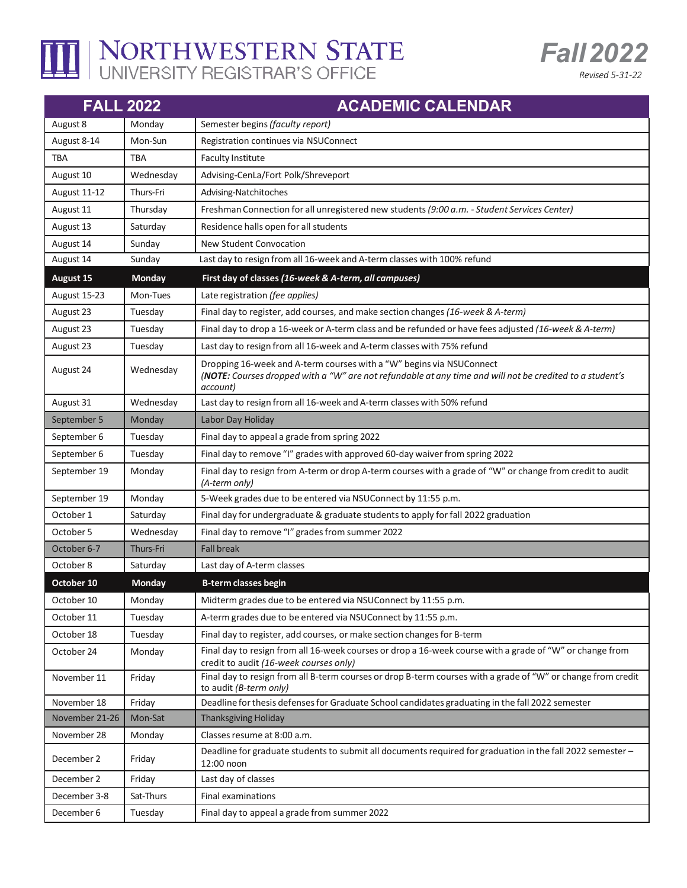# NORTHWESTERN STATE UNIVERSITY REGISTRAR'S OFFICE

## Fall 2022

*Revised 5-31-22*

| FALL 2022 | | ACADEMIC CALENDAR |
|---|---|---|
| August 8 | Monday | Semester begins *(faculty report)* |
| August 8-14 | Mon-Sun | Registration continues via NSUConnect |
| TBA | TBA | Faculty Institute |
| August 10 | Wednesday | Advising-CenLa/Fort Polk/Shreveport |
| August 11-12 | Thurs-Fri | Advising-Natchitoches |
| August 11 | Thursday | Freshman Connection for all unregistered new students *(9:00 a.m. - Student Services Center)* |
| August 13 | Saturday | Residence halls open for all students |
| August 14 | Sunday | New Student Convocation |
| August 14 | Sunday | Last day to resign from all 16-week and A-term classes with 100% refund |
| **August 15** | **Monday** | **First day of classes *(16-week & A-term, all campuses)*** |
| August 15-23 | Mon-Tues | Late registration *(fee applies)* |
| August 23 | Tuesday | Final day to register, add courses, and make section changes *(16-week & A-term)* |
| August 23 | Tuesday | Final day to drop a 16-week or A-term class and be refunded or have fees adjusted *(16-week & A-term)* |
| August 23 | Tuesday | Last day to resign from all 16-week and A-term classes with 75% refund |
| August 24 | Wednesday | Dropping 16-week and A-term courses with a "W" begins via NSUConnect *(**NOTE:** Courses dropped with a "W" are not refundable at any time and will not be credited to a student's account)* |
| August 31 | Wednesday | Last day to resign from all 16-week and A-term classes with 50% refund |
| September 5 | Monday | Labor Day Holiday |
| September 6 | Tuesday | Final day to appeal a grade from spring 2022 |
| September 6 | Tuesday | Final day to remove "I" grades with approved 60-day waiver from spring 2022 |
| September 19 | Monday | Final day to resign from A-term or drop A-term courses with a grade of "W" or change from credit to audit *(A-term only)* |
| September 19 | Monday | 5-Week grades due to be entered via NSUConnect by 11:55 p.m. |
| October 1 | Saturday | Final day for undergraduate & graduate students to apply for fall 2022 graduation |
| October 5 | Wednesday | Final day to remove "I" grades from summer 2022 |
| October 6-7 | Thurs-Fri | Fall break |
| October 8 | Saturday | Last day of A-term classes |
| **October 10** | **Monday** | **B-term classes begin** |
| October 10 | Monday | Midterm grades due to be entered via NSUConnect by 11:55 p.m. |
| October 11 | Tuesday | A-term grades due to be entered via NSUConnect by 11:55 p.m. |
| October 18 | Tuesday | Final day to register, add courses, or make section changes for B-term |
| October 24 | Monday | Final day to resign from all 16-week courses or drop a 16-week course with a grade of "W" or change from credit to audit *(16-week courses only)* |
| November 11 | Friday | Final day to resign from all B-term courses or drop B-term courses with a grade of "W" or change from credit to audit *(B-term only)* |
| November 18 | Friday | Deadline for thesis defenses for Graduate School candidates graduating in the fall 2022 semester |
| November 21-26 | Mon-Sat | Thanksgiving Holiday |
| November 28 | Monday | Classes resume at 8:00 a.m. |
| December 2 | Friday | Deadline for graduate students to submit all documents required for graduation in the fall 2022 semester – 12:00 noon |
| December 2 | Friday | Last day of classes |
| December 3-8 | Sat-Thurs | Final examinations |
| December 6 | Tuesday | Final day to appeal a grade from summer 2022 |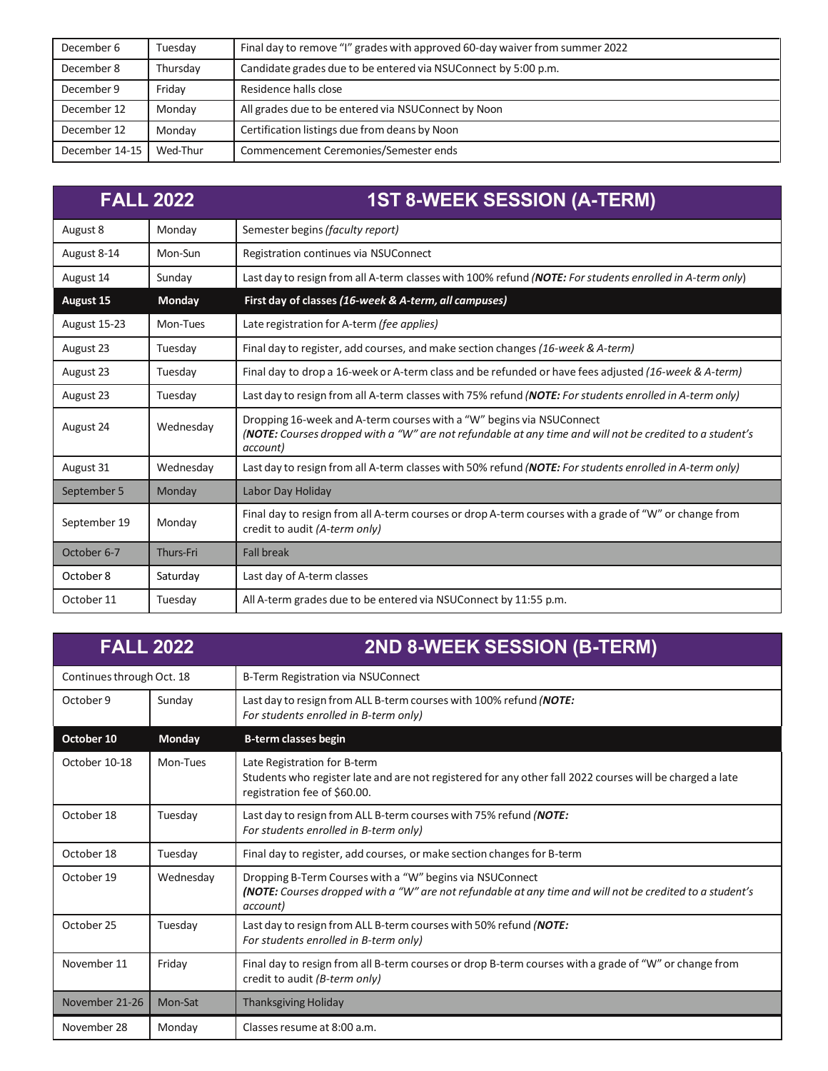| | | |
|---|---|---|
| December 6 | Tuesday | Final day to remove "I" grades with approved 60-day waiver from summer 2022 |
| December 8 | Thursday | Candidate grades due to be entered via NSUConnect by 5:00 p.m. |
| December 9 | Friday | Residence halls close |
| December 12 | Monday | All grades due to be entered via NSUConnect by Noon |
| December 12 | Monday | Certification listings due from deans by Noon |
| December 14-15 | Wed-Thur | Commencement Ceremonies/Semester ends |

| FALL 2022 | | 1ST 8-WEEK SESSION (A-TERM) |
|---|---|---|
| August 8 | Monday | Semester begins *(faculty report)* |
| August 8-14 | Mon-Sun | Registration continues via NSUConnect |
| August 14 | Sunday | Last day to resign from all A-term classes with 100% refund *(**NOTE:** For students enrolled in A-term only)* |
| **August 15** | **Monday** | **First day of classes *(16-week & A-term, all campuses)*** |
| August 15-23 | Mon-Tues | Late registration for A-term *(fee applies)* |
| August 23 | Tuesday | Final day to register, add courses, and make section changes *(16-week & A-term)* |
| August 23 | Tuesday | Final day to drop a 16-week or A-term class and be refunded or have fees adjusted *(16-week & A-term)* |
| August 23 | Tuesday | Last day to resign from all A-term classes with 75% refund *(**NOTE:** For students enrolled in A-term only)* |
| August 24 | Wednesday | Dropping 16-week and A-term courses with a "W" begins via NSUConnect *(**NOTE:** Courses dropped with a "W" are not refundable at any time and will not be credited to a student's account)* |
| August 31 | Wednesday | Last day to resign from all A-term classes with 50% refund *(**NOTE:** For students enrolled in A-term only)* |
| September 5 | Monday | Labor Day Holiday |
| September 19 | Monday | Final day to resign from all A-term courses or drop A-term courses with a grade of "W" or change from credit to audit *(A-term only)* |
| October 6-7 | Thurs-Fri | Fall break |
| October 8 | Saturday | Last day of A-term classes |
| October 11 | Tuesday | All A-term grades due to be entered via NSUConnect by 11:55 p.m. |

| FALL 2022 | | 2ND 8-WEEK SESSION (B-TERM) |
|---|---|---|
| Continues through Oct. 18 | | B-Term Registration via NSUConnect |
| October 9 | Sunday | Last day to resign from ALL B-term courses with 100% refund *(**NOTE:** For students enrolled in B-term only)* |
| **October 10** | **Monday** | **B-term classes begin** |
| October 10-18 | Mon-Tues | Late Registration for B-term<br>Students who register late and are not registered for any other fall 2022 courses will be charged a late registration fee of $60.00. |
| October 18 | Tuesday | Last day to resign from ALL B-term courses with 75% refund *(**NOTE:** For students enrolled in B-term only)* |
| October 18 | Tuesday | Final day to register, add courses, or make section changes for B-term |
| October 19 | Wednesday | Dropping B-Term Courses with a "W" begins via NSUConnect *(**NOTE:** Courses dropped with a "W" are not refundable at any time and will not be credited to a student's account)* |
| October 25 | Tuesday | Last day to resign from ALL B-term courses with 50% refund *(**NOTE:** For students enrolled in B-term only)* |
| November 11 | Friday | Final day to resign from all B-term courses or drop B-term courses with a grade of "W" or change from credit to audit *(B-term only)* |
| November 21-26 | Mon-Sat | Thanksgiving Holiday |
| November 28 | Monday | Classes resume at 8:00 a.m. |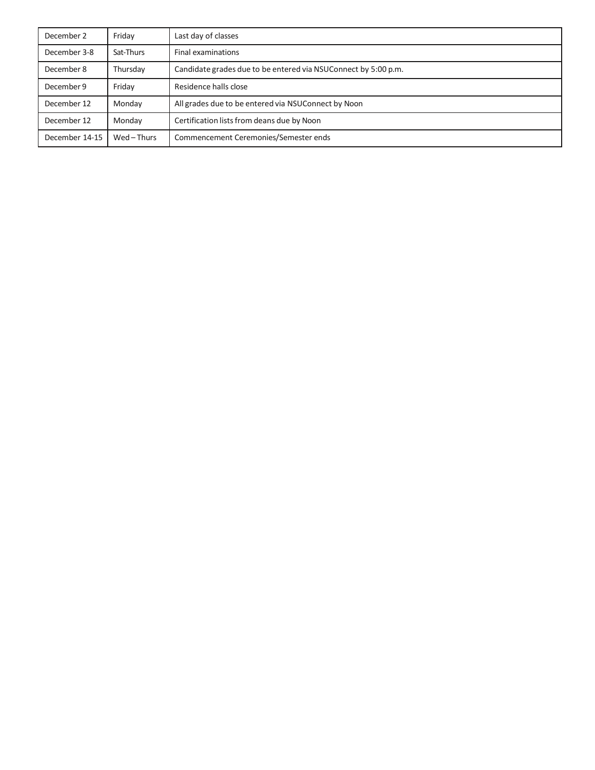| | | |
|---|---|---|
| December 2 | Friday | Last day of classes |
| December 3-8 | Sat-Thurs | Final examinations |
| December 8 | Thursday | Candidate grades due to be entered via NSUConnect by 5:00 p.m. |
| December 9 | Friday | Residence halls close |
| December 12 | Monday | All grades due to be entered via NSUConnect by Noon |
| December 12 | Monday | Certification lists from deans due by Noon |
| December 14-15 | Wed – Thurs | Commencement Ceremonies/Semester ends |